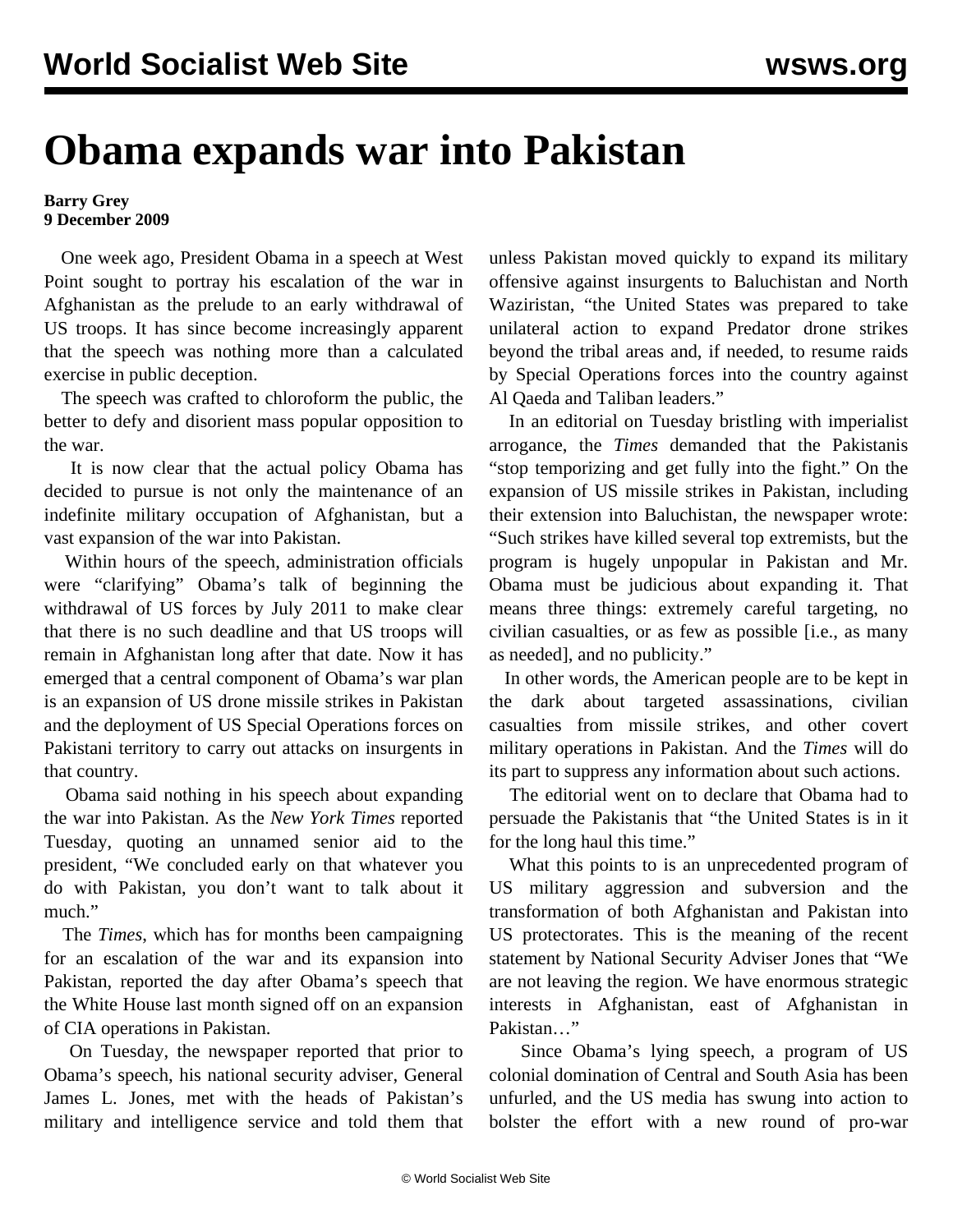# Obama expands war into Pakistan

**Barry Grey**
**9 December 2009**

One week ago, President Obama in a speech at West Point sought to portray his escalation of the war in Afghanistan as the prelude to an early withdrawal of US troops. It has since become increasingly apparent that the speech was nothing more than a calculated exercise in public deception.

The speech was crafted to chloroform the public, the better to defy and disorient mass popular opposition to the war.

It is now clear that the actual policy Obama has decided to pursue is not only the maintenance of an indefinite military occupation of Afghanistan, but a vast expansion of the war into Pakistan.

Within hours of the speech, administration officials were "clarifying" Obama's talk of beginning the withdrawal of US forces by July 2011 to make clear that there is no such deadline and that US troops will remain in Afghanistan long after that date. Now it has emerged that a central component of Obama's war plan is an expansion of US drone missile strikes in Pakistan and the deployment of US Special Operations forces on Pakistani territory to carry out attacks on insurgents in that country.

Obama said nothing in his speech about expanding the war into Pakistan. As the *New York Times* reported Tuesday, quoting an unnamed senior aid to the president, "We concluded early on that whatever you do with Pakistan, you don't want to talk about it much."

The *Times*, which has for months been campaigning for an escalation of the war and its expansion into Pakistan, reported the day after Obama's speech that the White House last month signed off on an expansion of CIA operations in Pakistan.

On Tuesday, the newspaper reported that prior to Obama's speech, his national security adviser, General James L. Jones, met with the heads of Pakistan's military and intelligence service and told them that unless Pakistan moved quickly to expand its military offensive against insurgents to Baluchistan and North Waziristan, "the United States was prepared to take unilateral action to expand Predator drone strikes beyond the tribal areas and, if needed, to resume raids by Special Operations forces into the country against Al Qaeda and Taliban leaders."

In an editorial on Tuesday bristling with imperialist arrogance, the *Times* demanded that the Pakistanis "stop temporizing and get fully into the fight." On the expansion of US missile strikes in Pakistan, including their extension into Baluchistan, the newspaper wrote: "Such strikes have killed several top extremists, but the program is hugely unpopular in Pakistan and Mr. Obama must be judicious about expanding it. That means three things: extremely careful targeting, no civilian casualties, or as few as possible [i.e., as many as needed], and no publicity."

In other words, the American people are to be kept in the dark about targeted assassinations, civilian casualties from missile strikes, and other covert military operations in Pakistan. And the *Times* will do its part to suppress any information about such actions.

The editorial went on to declare that Obama had to persuade the Pakistanis that "the United States is in it for the long haul this time."

What this points to is an unprecedented program of US military aggression and subversion and the transformation of both Afghanistan and Pakistan into US protectorates. This is the meaning of the recent statement by National Security Adviser Jones that "We are not leaving the region. We have enormous strategic interests in Afghanistan, east of Afghanistan in Pakistan…"

Since Obama's lying speech, a program of US colonial domination of Central and South Asia has been unfurled, and the US media has swung into action to bolster the effort with a new round of pro-war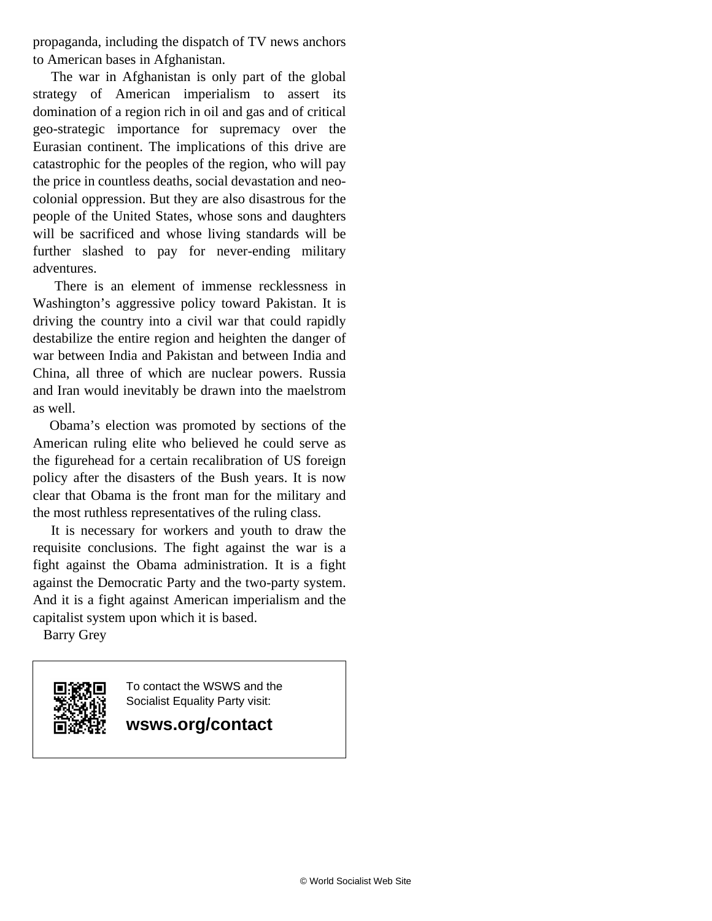propaganda, including the dispatch of TV news anchors to American bases in Afghanistan.

The war in Afghanistan is only part of the global strategy of American imperialism to assert its domination of a region rich in oil and gas and of critical geo-strategic importance for supremacy over the Eurasian continent. The implications of this drive are catastrophic for the peoples of the region, who will pay the price in countless deaths, social devastation and neo-colonial oppression. But they are also disastrous for the people of the United States, whose sons and daughters will be sacrificed and whose living standards will be further slashed to pay for never-ending military adventures.

There is an element of immense recklessness in Washington's aggressive policy toward Pakistan. It is driving the country into a civil war that could rapidly destabilize the entire region and heighten the danger of war between India and Pakistan and between India and China, all three of which are nuclear powers. Russia and Iran would inevitably be drawn into the maelstrom as well.

Obama's election was promoted by sections of the American ruling elite who believed he could serve as the figurehead for a certain recalibration of US foreign policy after the disasters of the Bush years. It is now clear that Obama is the front man for the military and the most ruthless representatives of the ruling class.

It is necessary for workers and youth to draw the requisite conclusions. The fight against the war is a fight against the Obama administration. It is a fight against the Democratic Party and the two-party system. And it is a fight against American imperialism and the capitalist system upon which it is based.

Barry Grey

To contact the WSWS and the Socialist Equality Party visit:

**wsws.org/contact**